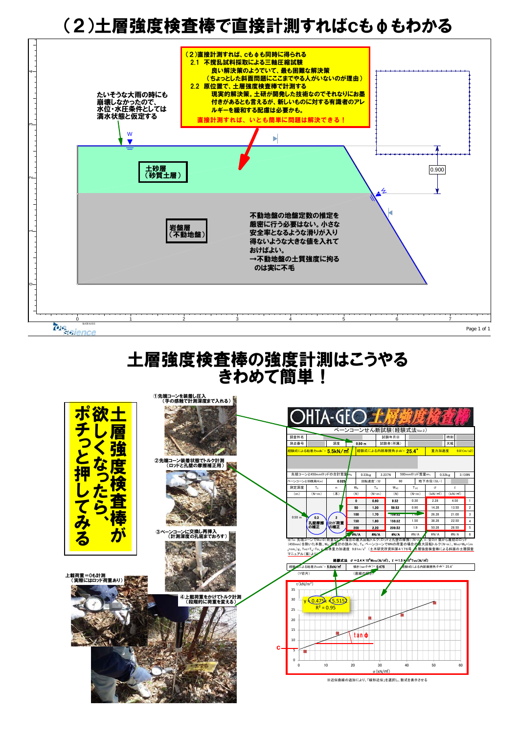# （２）土層強度検査棒で直接計測すればcもφもわかる

（２）直接計測すれば、cもφも同時に得られる

2.1 不撹乱試料採取による三軸圧縮試験
　　良い解決策のようでいて、最も困難な解決策
　　（ちょっとした斜面問題にここまでやる人がいないのが理由）

2.2 原位置で、土層強度検査棒で計測する
　　現実的解決策。土研が開発した技術なのでそれなりにお墨付きがあるとも言えるが、新しいものに対する有識者のアレルギーを緩和する配慮は必要かも。

直接計測すれば、いとも簡単に問題は解決できる！

たいそうな大雨の時にも崩壊しなかったので、水位・水圧条件としては満水状態と仮定する

土砂層（砂質土層）

岩盤層（不動地盤）

不動地盤の地盤定数の推定を厳密に行う必要はない。小さな安全率となるような滑りが入り得ないような大きな値を入れておけばよい。
→不動地盤の土質強度に拘るのは実に不毛

0.900

# 土層強度検査棒の強度計測はこうやる きわめて簡単！

土層強度検査棒が欲しくなったら、ポチっと押してみる

①先端コーンを装着し圧入（手の感触で計測深度まで入れる）

②先端コーン装着状態でトルク計測（ロッドと孔壁の摩擦補正用）

③ベーンコーンに交換し再挿入（計測深度の孔底までおろす）

④上載荷重をかけてトルク計測（段階的に荷重を変える）

上載荷重＝0も計測（実際にはロッド荷重あり）

OHTA-GEO 土層強度検査棒

ベーンコーンせん断試験（経験式法Ver.2）

経験式による粘着力cdk' = 5.5kN/m²　経験式による内部摩擦角 φdk' = 25.4°　重力加速度 9.81(m/s2)

先端コーンと450mmロッドの合計質量$m_0$ 0.33kg 3.237N　500mmロッド質量$m_1$ 0.32kg 3.139N

ベーンコーンと羽根高H(m) 0.025　回転速度°/分 60　地下水位(GL-)

| 測定深度 (m) | $T_0$ (N･m) | n (本) | $W_R$ (N) | $T_R$ (N･m) | $W_{VC}$ (N) | $T_{VC}$ (N･m) | σ (kN/m²) | τ (kN/m²) | |
|---|---|---|---|---|---|---|---|---|---|
| 0.50 m | 0.3 孔壁摩擦の補正 | 2 ロッド荷重の補正 | 0 | 0.60 | 9.52 | 0.30 | 2.28 | 4.50 | 1 |
| | | | 50 | 1.20 | 59.52 | 0.90 | 14.28 | 13.50 | 2 |
| | | | 100 | 1.70 | 109.52 | 1.40 | 26.28 | 21.00 | 3 |
| | | | 150 | 1.80 | 159.52 | 1.50 | 38.28 | 22.50 | 4 |
| | | | 200 | 2.20 | 209.52 | 1.9 | 50.28 | 28.50 | 5 |
| | | | #N/A | #N/A | #N/A | #N/A | #N/A | #N/A | 6 |

経験式法　$\sigma = 2.4 \times 10^4 W_{VC}$ (N/m²)、$\tau = 1.5 \times 10^4 T_{VC}$ (N/m²)

経験式による粘着力cdk' = 5.5kN/m²（Y切片）　傾き(tanφdk') = 0.475（直線の傾き）　経験式による内部摩擦角φdk' = 25.4°

$y = 0.475x + 5.515$

$R^2 = 0.95$

tanφ

c

τ (kN/m²)　σ (kN/m²)

※近似曲線の追加により、「線形近似」を選択し、数式を表示させる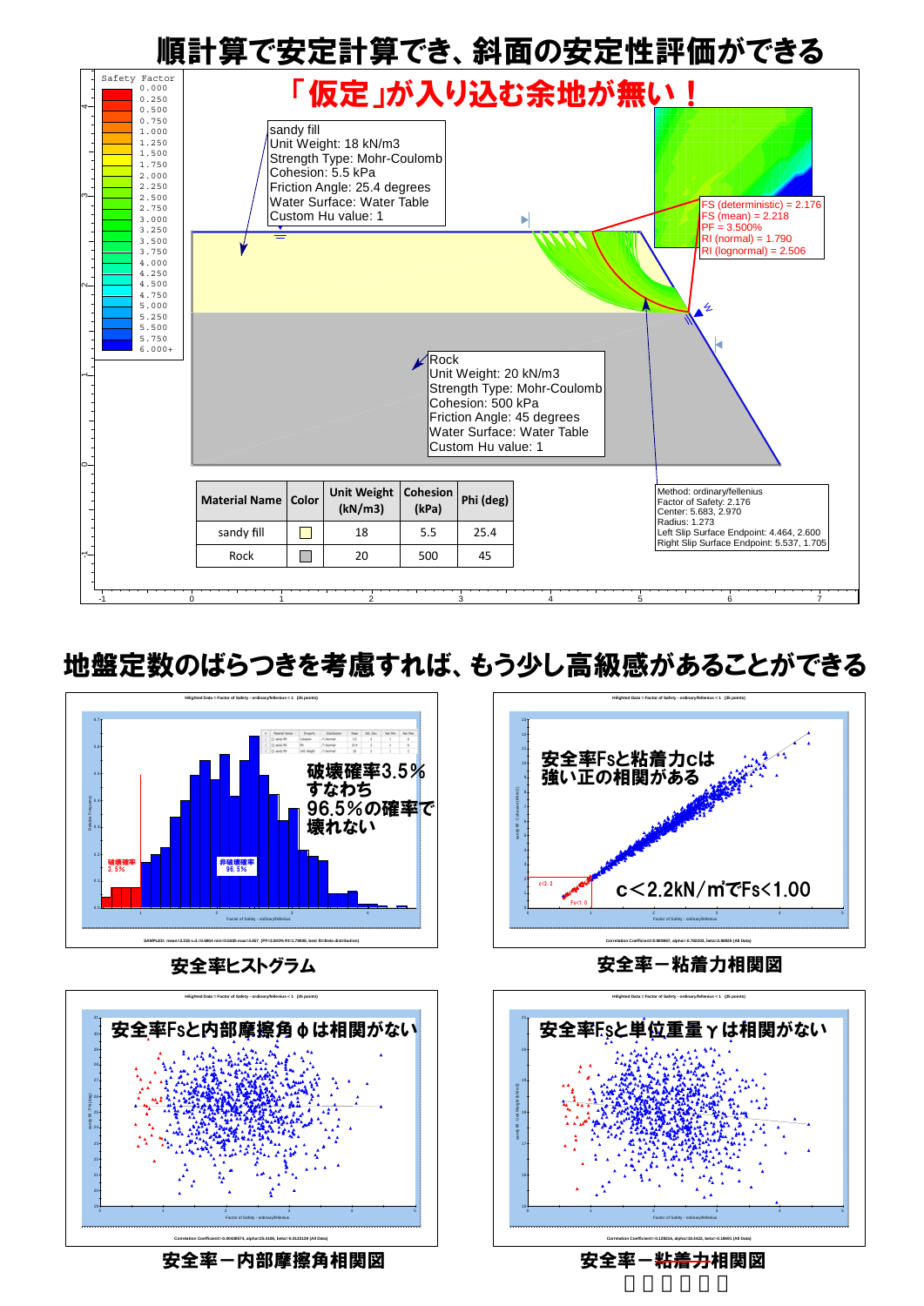# 順計算で安定計算でき、斜面の安定性評価ができる

## 「仮定」が入り込む余地が無い！

Safety Factor: 0.000, 0.250, 0.500, 0.750, 1.000, 1.250, 1.500, 1.750, 2.000, 2.250, 2.500, 2.750, 3.000, 3.250, 3.500, 3.750, 4.000, 4.250, 4.500, 4.750, 5.000, 5.250, 5.500, 5.750, 6.000+

sandy fill
Unit Weight: 18 kN/m3
Strength Type: Mohr-Coulomb
Cohesion: 5.5 kPa
Friction Angle: 25.4 degrees
Water Surface: Water Table
Custom Hu value: 1

FS (deterministic) = 2.176
FS (mean) = 2.218
PF = 3.500%
RI (normal) = 1.790
RI (lognormal) = 2.506

Rock
Unit Weight: 20 kN/m3
Strength Type: Mohr-Coulomb
Cohesion: 500 kPa
Friction Angle: 45 degrees
Water Surface: Water Table
Custom Hu value: 1

| Material Name | Color | Unit Weight (kN/m3) | Cohesion (kPa) | Phi (deg) |
|---|---|---|---|---|
| sandy fill | | 18 | 5.5 | 25.4 |
| Rock | | 20 | 500 | 45 |

Method: ordinary/fellenius
Factor of Safety: 2.176
Center: 5.683, 2.970
Radius: 1.273
Left Slip Surface Endpoint: 4.464, 2.600
Right Slip Surface Endpoint: 5.537, 1.705

# 地盤定数のばらつきを考慮すれば、もう少し高級感があることができる

破壊確率3.5％
すなわち
96.5％の確率で
壊れない

破壊確率 3.5%

非破壊確率 96.5%

安全率ヒストグラム

安全率Fsと粘着力cは
強い正の相関がある

c<2.2kN/㎡でFs<1.00

安全率－粘着力相関図

安全率Fsと内部摩擦角φは相関がない

安全率－内部摩擦角相関図

安全率Fsと単位重量γは相関がない

安全率－~~粘着力~~相関図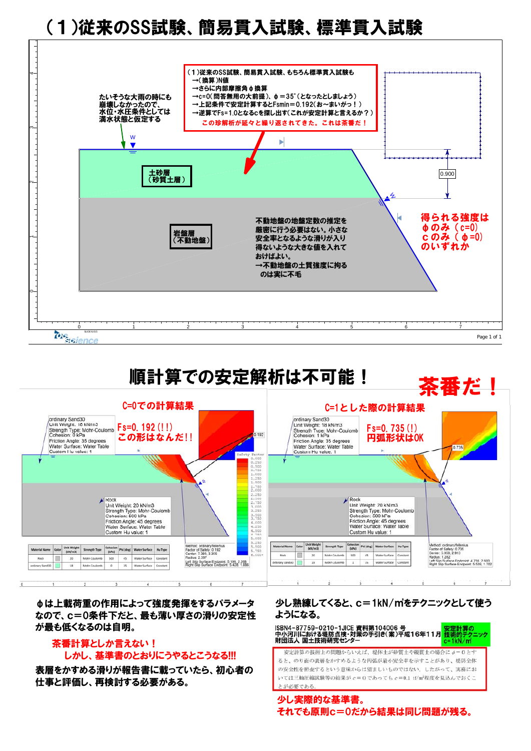# （１）従来のSS試験、簡易貫入試験、標準貫入試験

（１）従来のSS試験、簡易貫入試験、もちろん標準貫入試験も
→（換算）N値
→さらに内部摩擦角φ換算
→c=0（問答無用の大前提）、φ＝35°（となったとしましょう）
→上記条件で安定計算するとFsmin＝0.192（お～まいがっ！）
→逆算でFs=1.0となるcを探し出す（これが安定計算と言えるか？）

**この珍解析が延々と繰り返されてきた。これは茶番だ！**

たいそうな大雨の時にも崩壊しなかったので、水位・水圧条件としては満水状態と仮定する

土砂層（砂質土層）

岩盤層（不動地盤）

不動地盤の地盤定数の推定を厳密に行う必要はない。小さな安全率となるような滑りが入り得ないような大きな値を入れておけばよい。
→不動地盤の土質強度に拘るのは実に不毛

**得られる強度は**
**φのみ（c=0）**
**cのみ（φ=0）**
**のいずれか**

# 順計算での安定解析は不可能！

**茶番だ！**

## C=0での計算結果

**Fs=0.192(!!)**
**この形はなんだ!!**

ordinary Sand30
Unit Weight: 18 kN/m3
Strength Type: Mohr-Coulomb
Cohesion: 0 kPa
Friction Angle: 35 degrees
Water Surface: Water Table
Custom Hu value: 1

Rock
Unit Weight: 20 kN/m3
Strength Type: Mohr-Coulomb
Cohesion: 500 kPa
Friction Angle: 45 degrees
Water Surface: Water Table
Custom Hu value: 1

| Material Name | Color | Unit Weight (kN/m3) | Strength Type | Cohesion (kPa) | Phi (deg) | Water Surface | Hu Type |
|---|---|---|---|---|---|---|---|
| Rock | | 20 | Mohr-Coulomb | 500 | 45 | Water Surface | Constant |
| ordinary Sand30 | | 18 | Mohr-Coulomb | 0 | 35 | Water Surface | Constant |

Method: ordinary/fellenius
Factor of Safety: 0.192
Center: 7.380, 3.905
Radius: 2.397
Left Slip Surface Endpoint: 5.198, 2.268
Right Slip Surface Endpoint: 5.428, 1.886

## C=1とした際の計算結果

**Fs=0.735(!)**
**円弧形状はOK**

ordinary Sand30
Unit Weight: 18 kN/m3
Strength Type: Mohr-Coulomb
Cohesion: 1 kPa
Friction Angle: 35 degrees
Water Surface: Water Table
Custom Hu value: 1

Rock
Unit Weight: 20 kN/m3
Strength Type: Mohr-Coulomb
Cohesion: 500 kPa
Friction Angle: 45 degrees
Water Surface: Water Table
Custom Hu value: 1

| Material Name | Color | Unit Weight (kN/m3) | Strength Type | Cohesion (kPa) | Phi (deg) | Water Surface | Hu Type |
|---|---|---|---|---|---|---|---|
| Rock | | 20 | Mohr-Coulomb | 500 | 45 | Water Surface | Constant |
| ordinary Sand30 | | 18 | Mohr-Coulomb | 1 | 35 | Water Surface | Constant |

Method: ordinary/fellenius
Factor of Safety: 0.735
Center: 5.900, 2.910
Radius: 1.262
Left Slip Surface Endpoint: 4.718, 2.600
Right Slip Surface Endpoint: 5.539, 1.702

φは上載荷重の作用によって強度発揮をするパラメータなので、c＝0条件下だと、最も薄い厚さの滑りの安定性が最も低くなるのは自明。

**茶番計算としか言えない！**
**しかし、基準書のとおりにうやるとこうなる!!!**

表層をかすめる滑りが報告書に載っていたら、初心者の仕事と評価し、再検討する必要がある。

少し熟練してくると、c＝1kN/m²をテクニックとして使うようになる。

ISBN4-87759-0210-1JICE 資料第104006 号
中小河川における堤防点検・対策の手引き（案）平成16年11月
財団法人 国土技術研究センター

**安定計算の技術的テクニック c=1kN/m²**

安定計算の技術上の問題からいえば、堤体土が砂質土や礫質土の場合に $\phi=0$ とすると、のり面の表層をかすめるような円弧が最小安全率を示すことがあり、堤防全体の安全性を照査するという意味からは望ましいものではない。したがって、実務においては三軸圧縮試験等の結果が $c=0$ であっても $c=0.1$ tf/m²程度を見込んでおくことが必要である。

**少し実際的な基準書。**
**それでも原則c＝0だから結果は同じ問題が残る。**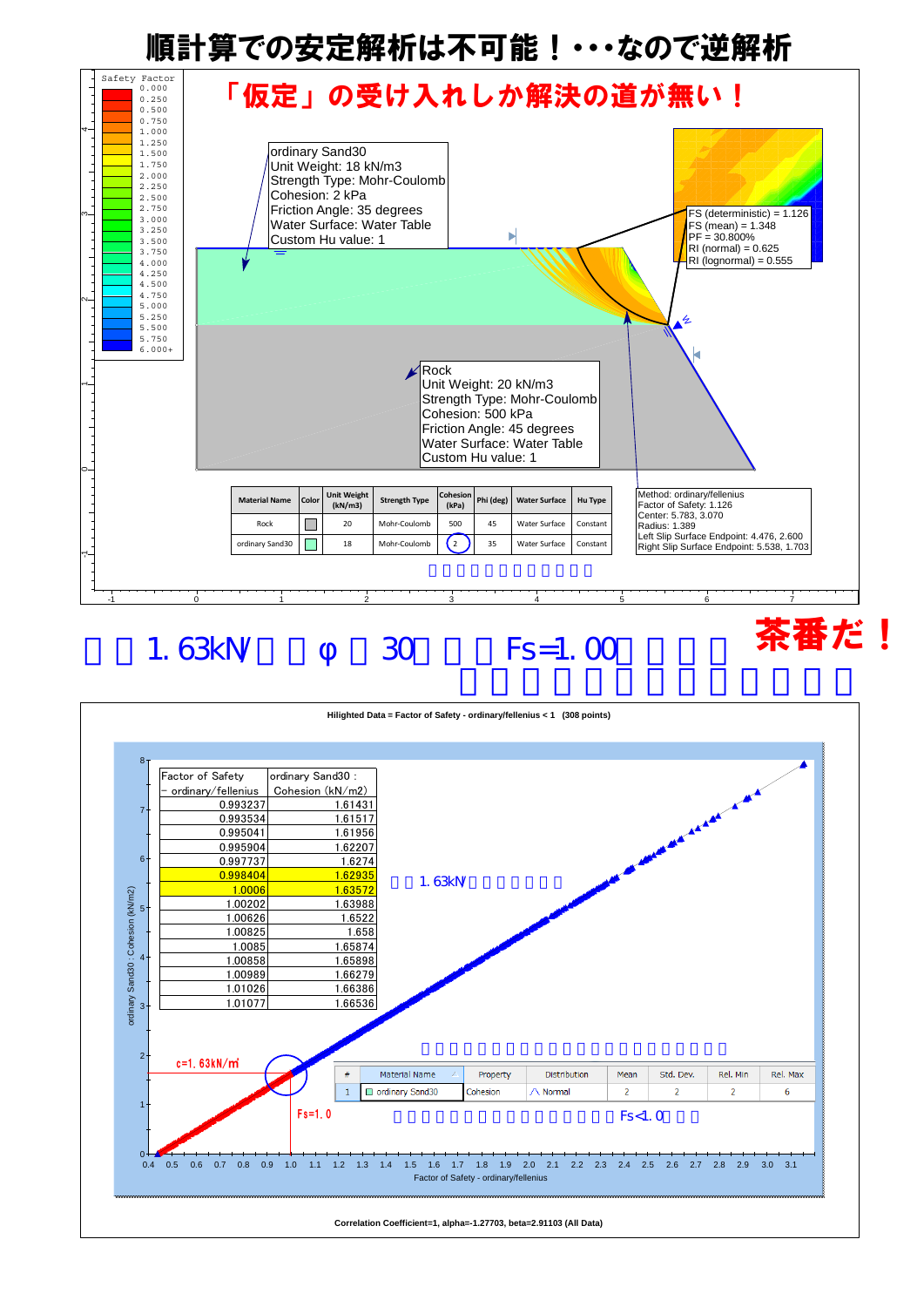# 順計算での安定解析は不可能！・・・なので逆解析

「仮定」の受け入れしか解決の道が無い！

ordinary Sand30
Unit Weight: 18 kN/m3
Strength Type: Mohr-Coulomb
Cohesion: 2 kPa
Friction Angle: 35 degrees
Water Surface: Water Table
Custom Hu value: 1

FS (deterministic) = 1.126
FS (mean) = 1.348
PF = 30.800%
RI (normal) = 0.625
RI (lognormal) = 0.555

Rock
Unit Weight: 20 kN/m3
Strength Type: Mohr-Coulomb
Cohesion: 500 kPa
Friction Angle: 45 degrees
Water Surface: Water Table
Custom Hu value: 1

| Material Name | Color | Unit Weight (kN/m3) | Strength Type | Cohesion (kPa) | Phi (deg) | Water Surface | Hu Type |
|---|---|---|---|---|---|---|---|
| Rock | | 20 | Mohr-Coulomb | 500 | 45 | Water Surface | Constant |
| ordinary Sand30 | | 18 | Mohr-Coulomb | 2 | 35 | Water Surface | Constant |

Method: ordinary/fellenius
Factor of Safety: 1.126
Center: 5.783, 3.070
Radius: 1.389
Left Slip Surface Endpoint: 4.476, 2.600
Right Slip Surface Endpoint: 5.538, 1.703

c＝1.63kN/㎡、φ＝30°で、Fs＝1.00となる。

茶番だ！

Hilighted Data = Factor of Safety - ordinary/fellenius < 1 (308 points)

| Factor of Safety - ordinary/fellenius | ordinary Sand30 : Cohesion (kN/m2) |
|---|---|
| 0.993237 | 1.61431 |
| 0.993534 | 1.61517 |
| 0.995041 | 1.61956 |
| 0.995904 | 1.62207 |
| 0.997737 | 1.6274 |
| 0.998404 | 1.62935 |
| 1.0006 | 1.63572 |
| 1.00202 | 1.63988 |
| 1.00626 | 1.6522 |
| 1.00825 | 1.658 |
| 1.0085 | 1.65874 |
| 1.00858 | 1.65898 |
| 1.00989 | 1.66279 |
| 1.01026 | 1.66386 |
| 1.01077 | 1.66536 |

c=1.63kN/㎡

Fs=1.0

Fs<1.0

| # | Material Name | Property | Distribution | Mean | Std. Dev. | Rel. Min | Rel. Max |
|---|---|---|---|---|---|---|---|
| 1 | ordinary Sand30 | Cohesion | Normal | 2 | 2 | 2 | 6 |

Correlation Coefficient=1, alpha=-1.27703, beta=2.91103 (All Data)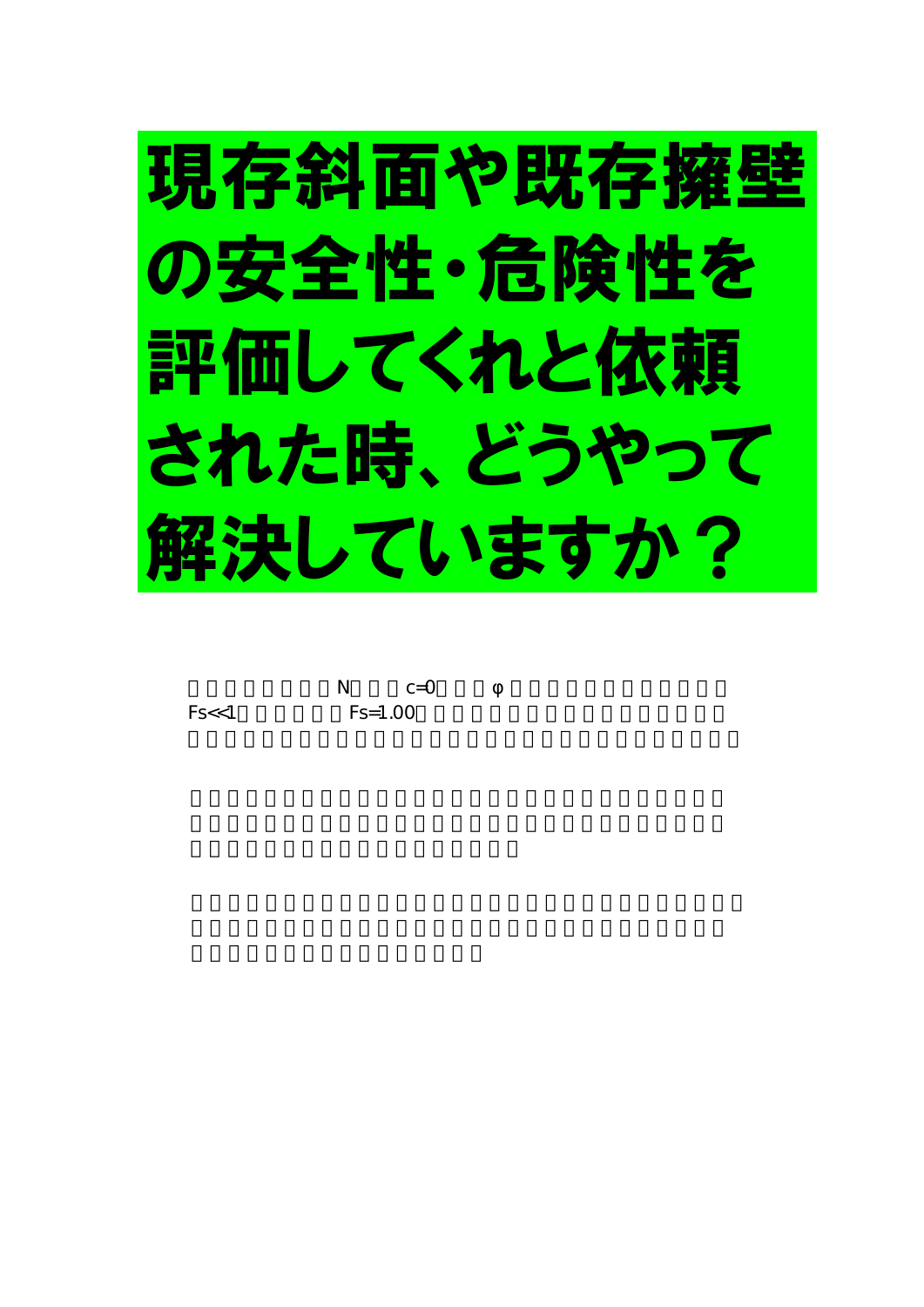# 現存斜面や既存擁壁の安全性・危険性を評価してくれと依頼された時、どうやって解決していますか？

N　c=0　φ

Fs<<1　Fs=1.00